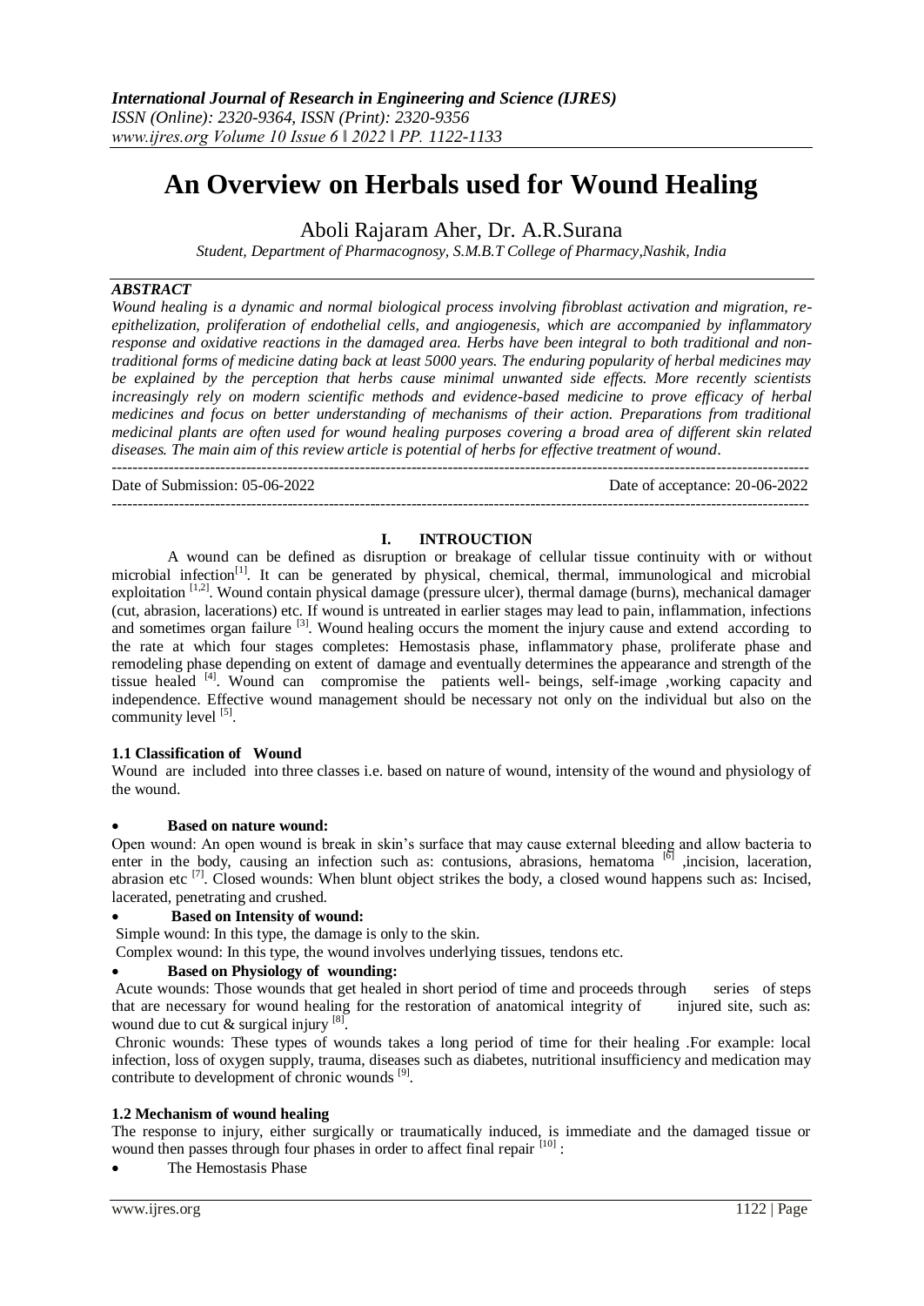*International Journal of Research in Engineering and Science (IJRES)*
*ISSN (Online): 2320-9364, ISSN (Print): 2320-9356*
*www.ijres.org Volume 10 Issue 6 ǁ 2022 ǁ PP. 1122-1133*

# An Overview on Herbals used for Wound Healing

Aboli Rajaram Aher, Dr. A.R.Surana

*Student, Department of Pharmacognosy, S.M.B.T College of Pharmacy,Nashik, India*

## ABSTRACT

*Wound healing is a dynamic and normal biological process involving fibroblast activation and migration, re-epithelization, proliferation of endothelial cells, and angiogenesis, which are accompanied by inflammatory response and oxidative reactions in the damaged area. Herbs have been integral to both traditional and non-traditional forms of medicine dating back at least 5000 years. The enduring popularity of herbal medicines may be explained by the perception that herbs cause minimal unwanted side effects. More recently scientists increasingly rely on modern scientific methods and evidence-based medicine to prove efficacy of herbal medicines and focus on better understanding of mechanisms of their action. Preparations from traditional medicinal plants are often used for wound healing purposes covering a broad area of different skin related diseases. The main aim of this review article is potential of herbs for effective treatment of wound.*

---

Date of Submission: 05-06-2022 Date of acceptance: 20-06-2022

---

## I. INTROUCTION

A wound can be defined as disruption or breakage of cellular tissue continuity with or without microbial infection[1]. It can be generated by physical, chemical, thermal, immunological and microbial exploitation [1,2]. Wound contain physical damage (pressure ulcer), thermal damage (burns), mechanical damager (cut, abrasion, lacerations) etc. If wound is untreated in earlier stages may lead to pain, inflammation, infections and sometimes organ failure [3]. Wound healing occurs the moment the injury cause and extend according to the rate at which four stages completes: Hemostasis phase, inflammatory phase, proliferate phase and remodeling phase depending on extent of damage and eventually determines the appearance and strength of the tissue healed [4]. Wound can compromise the patients well- beings, self-image ,working capacity and independence. Effective wound management should be necessary not only on the individual but also on the community level [5].

### 1.1 Classification of Wound

Wound are included into three classes i.e. based on nature of wound, intensity of the wound and physiology of the wound.

- **Based on nature wound:**

Open wound: An open wound is break in skin's surface that may cause external bleeding and allow bacteria to enter in the body, causing an infection such as: contusions, abrasions, hematoma [6] ,incision, laceration, abrasion etc [7]. Closed wounds: When blunt object strikes the body, a closed wound happens such as: Incised, lacerated, penetrating and crushed.

- **Based on Intensity of wound:**

Simple wound: In this type, the damage is only to the skin.

Complex wound: In this type, the wound involves underlying tissues, tendons etc.

- **Based on Physiology of wounding:**

Acute wounds: Those wounds that get healed in short period of time and proceeds through series of steps that are necessary for wound healing for the restoration of anatomical integrity of injured site, such as: wound due to cut & surgical injury [8].

Chronic wounds: These types of wounds takes a long period of time for their healing .For example: local infection, loss of oxygen supply, trauma, diseases such as diabetes, nutritional insufficiency and medication may contribute to development of chronic wounds [9].

### 1.2 Mechanism of wound healing

The response to injury, either surgically or traumatically induced, is immediate and the damaged tissue or wound then passes through four phases in order to affect final repair [10] :

- The Hemostasis Phase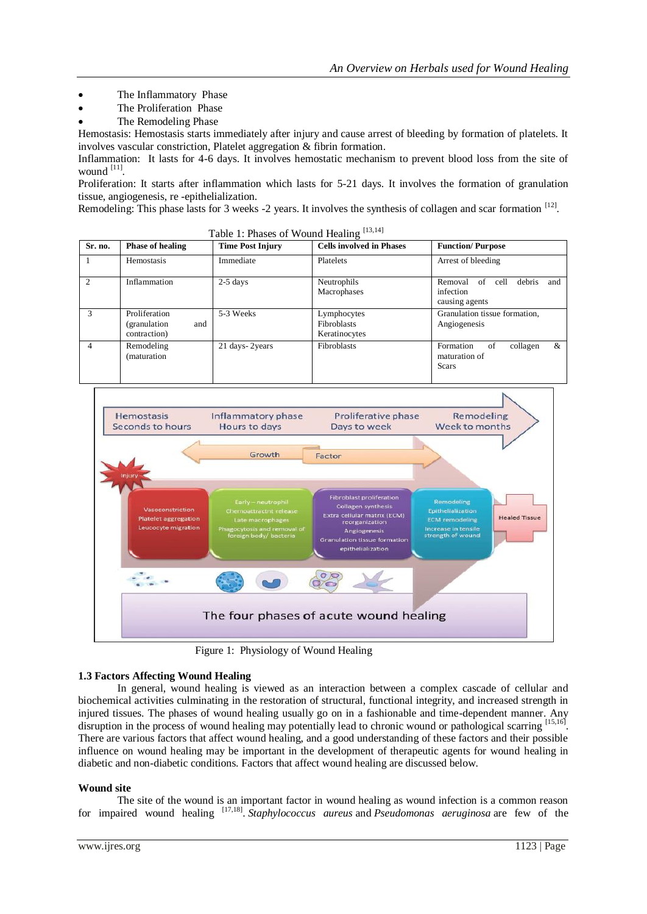- The Inflammatory Phase
- The Proliferation Phase
- The Remodeling Phase

Hemostasis: Hemostasis starts immediately after injury and cause arrest of bleeding by formation of platelets. It involves vascular constriction, Platelet aggregation & fibrin formation.

Inflammation: It lasts for 4-6 days. It involves hemostatic mechanism to prevent blood loss from the site of wound [11].

Proliferation: It starts after inflammation which lasts for 5-21 days. It involves the formation of granulation tissue, angiogenesis, re -epithelialization.

Remodeling: This phase lasts for 3 weeks -2 years. It involves the synthesis of collagen and scar formation [12].

Table 1: Phases of Wound Healing [13,14]

| Sr. no. | Phase of healing | Time Post Injury | Cells involved in Phases | Function/ Purpose |
|---|---|---|---|---|
| 1 | Hemostasis | Immediate | Platelets | Arrest of bleeding |
| 2 | Inflammation | 2-5 days | Neutrophils<br>Macrophases | Removal of cell debris and infection causing agents |
| 3 | Proliferation (granulation and contraction) | 5-3 Weeks | Lymphocytes<br>Fibroblasts<br>Keratinocytes | Granulation tissue formation, Angiogenesis |
| 4 | Remodeling (maturation | 21 days- 2years | Fibroblasts | Formation of collagen & maturation of Scars |

Figure 1: Physiology of Wound Healing

### 1.3 Factors Affecting Wound Healing

In general, wound healing is viewed as an interaction between a complex cascade of cellular and biochemical activities culminating in the restoration of structural, functional integrity, and increased strength in injured tissues. The phases of wound healing usually go on in a fashionable and time-dependent manner. Any disruption in the process of wound healing may potentially lead to chronic wound or pathological scarring [15,16]. There are various factors that affect wound healing, and a good understanding of these factors and their possible influence on wound healing may be important in the development of therapeutic agents for wound healing in diabetic and non-diabetic conditions. Factors that affect wound healing are discussed below.

**Wound site**

The site of the wound is an important factor in wound healing as wound infection is a common reason for impaired wound healing [17,18]. *Staphylococcus aureus* and *Pseudomonas aeruginosa* are few of the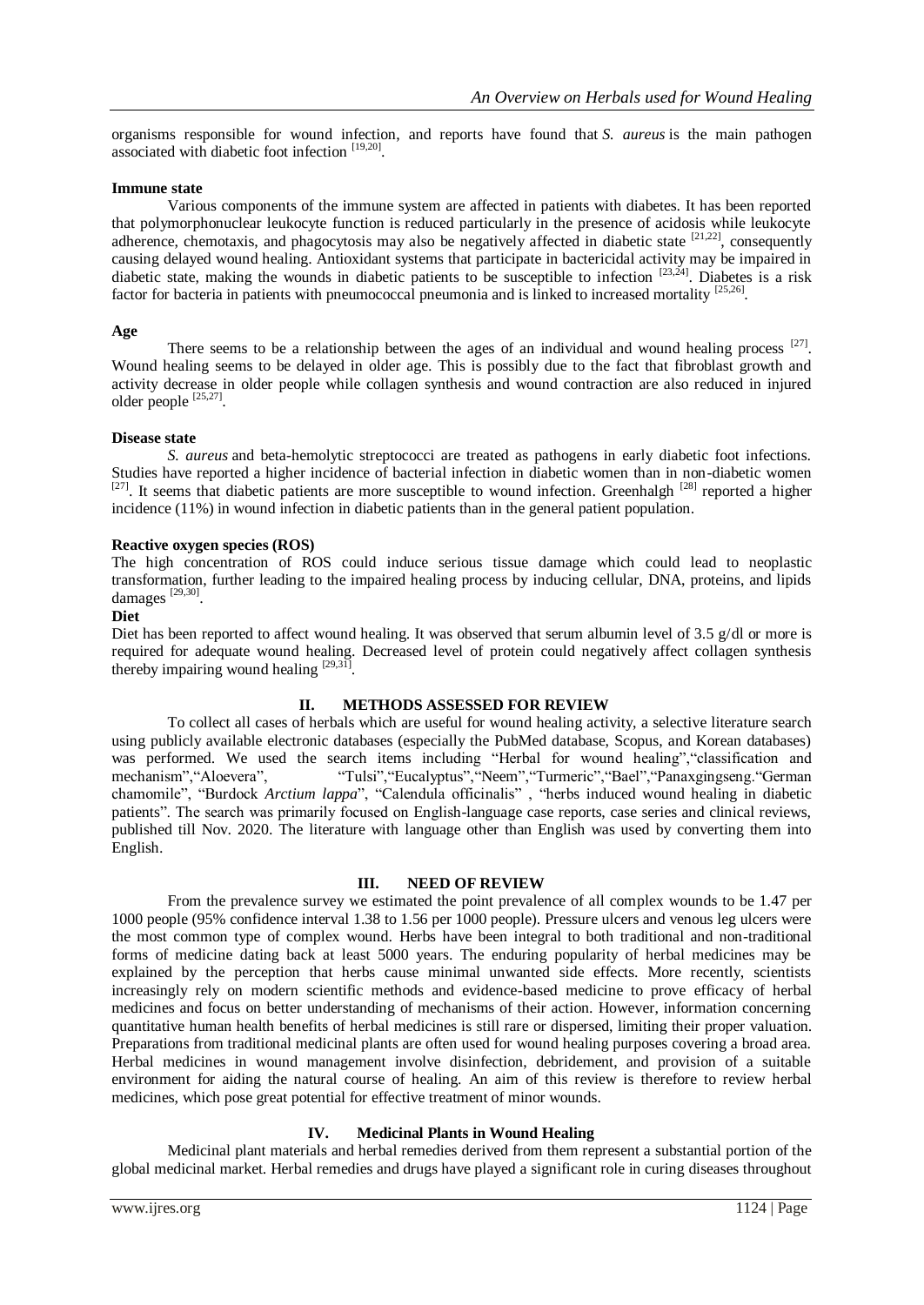organisms responsible for wound infection, and reports have found that *S. aureus* is the main pathogen associated with diabetic foot infection [19,20].

**Immune state**

Various components of the immune system are affected in patients with diabetes. It has been reported that polymorphonuclear leukocyte function is reduced particularly in the presence of acidosis while leukocyte adherence, chemotaxis, and phagocytosis may also be negatively affected in diabetic state [21,22], consequently causing delayed wound healing. Antioxidant systems that participate in bactericidal activity may be impaired in diabetic state, making the wounds in diabetic patients to be susceptible to infection [23,24]. Diabetes is a risk factor for bacteria in patients with pneumococcal pneumonia and is linked to increased mortality [25,26].

**Age**

There seems to be a relationship between the ages of an individual and wound healing process [27]. Wound healing seems to be delayed in older age. This is possibly due to the fact that fibroblast growth and activity decrease in older people while collagen synthesis and wound contraction are also reduced in injured older people [25,27].

**Disease state**

*S. aureus* and beta-hemolytic streptococci are treated as pathogens in early diabetic foot infections. Studies have reported a higher incidence of bacterial infection in diabetic women than in non-diabetic women [27]. It seems that diabetic patients are more susceptible to wound infection. Greenhalgh [28] reported a higher incidence (11%) in wound infection in diabetic patients than in the general patient population.

**Reactive oxygen species (ROS)**

The high concentration of ROS could induce serious tissue damage which could lead to neoplastic transformation, further leading to the impaired healing process by inducing cellular, DNA, proteins, and lipids damages [29,30].

**Diet**

Diet has been reported to affect wound healing. It was observed that serum albumin level of 3.5 g/dl or more is required for adequate wound healing. Decreased level of protein could negatively affect collagen synthesis thereby impairing wound healing [29,31].

## II. METHODS ASSESSED FOR REVIEW

To collect all cases of herbals which are useful for wound healing activity, a selective literature search using publicly available electronic databases (especially the PubMed database, Scopus, and Korean databases) was performed. We used the search items including "Herbal for wound healing","classification and mechanism","Aloevera", "Tulsi","Eucalyptus","Neem","Turmeric","Bael","Panaxgingseng."German chamomile", "Burdock *Arctium lappa*", "Calendula officinalis" , "herbs induced wound healing in diabetic patients". The search was primarily focused on English-language case reports, case series and clinical reviews, published till Nov. 2020. The literature with language other than English was used by converting them into English.

## III. NEED OF REVIEW

From the prevalence survey we estimated the point prevalence of all complex wounds to be 1.47 per 1000 people (95% confidence interval 1.38 to 1.56 per 1000 people). Pressure ulcers and venous leg ulcers were the most common type of complex wound. Herbs have been integral to both traditional and non-traditional forms of medicine dating back at least 5000 years. The enduring popularity of herbal medicines may be explained by the perception that herbs cause minimal unwanted side effects. More recently, scientists increasingly rely on modern scientific methods and evidence-based medicine to prove efficacy of herbal medicines and focus on better understanding of mechanisms of their action. However, information concerning quantitative human health benefits of herbal medicines is still rare or dispersed, limiting their proper valuation. Preparations from traditional medicinal plants are often used for wound healing purposes covering a broad area. Herbal medicines in wound management involve disinfection, debridement, and provision of a suitable environment for aiding the natural course of healing. An aim of this review is therefore to review herbal medicines, which pose great potential for effective treatment of minor wounds.

## IV. Medicinal Plants in Wound Healing

Medicinal plant materials and herbal remedies derived from them represent a substantial portion of the global medicinal market. Herbal remedies and drugs have played a significant role in curing diseases throughout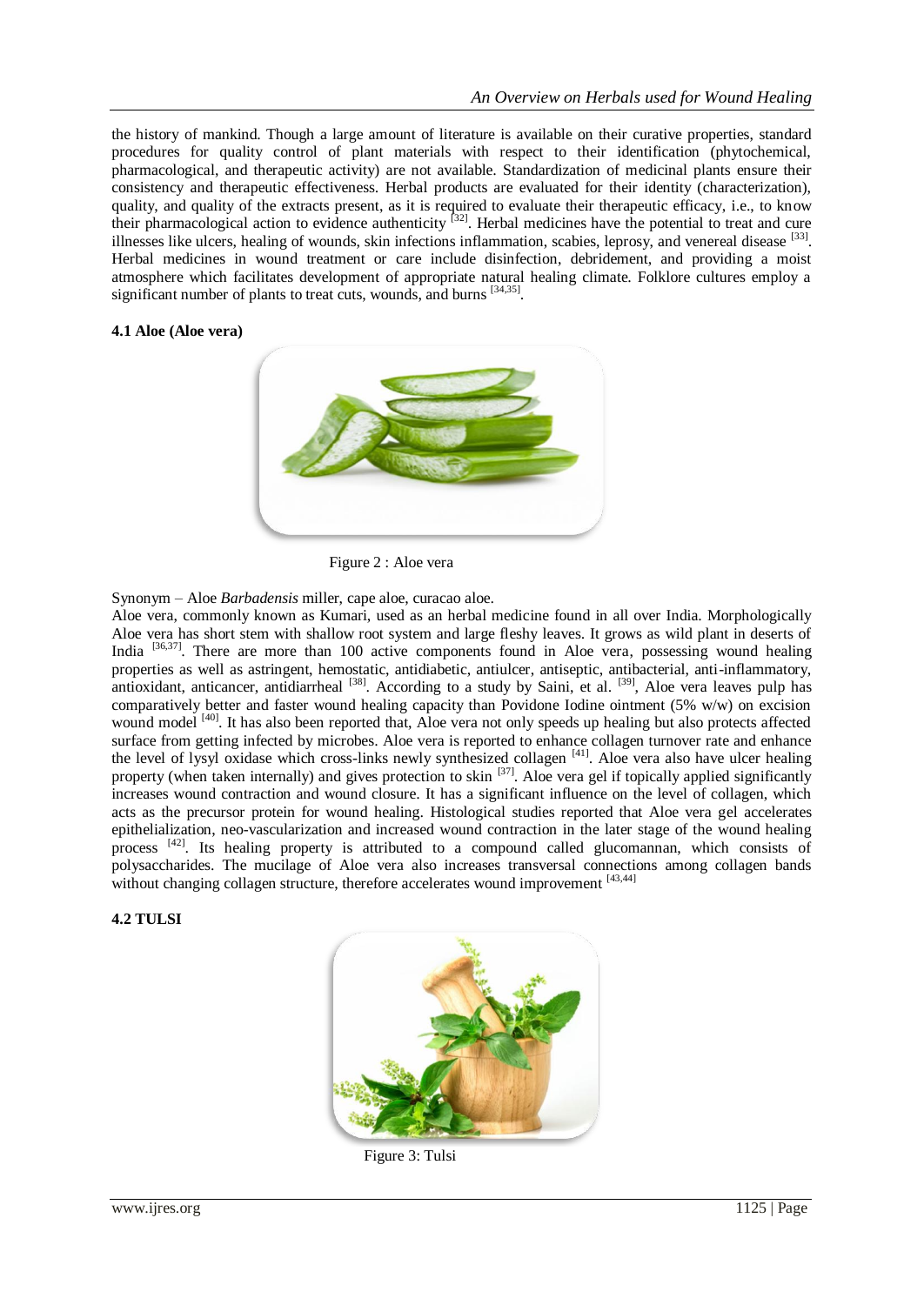the history of mankind. Though a large amount of literature is available on their curative properties, standard procedures for quality control of plant materials with respect to their identification (phytochemical, pharmacological, and therapeutic activity) are not available. Standardization of medicinal plants ensure their consistency and therapeutic effectiveness. Herbal products are evaluated for their identity (characterization), quality, and quality of the extracts present, as it is required to evaluate their therapeutic efficacy, i.e., to know their pharmacological action to evidence authenticity [32]. Herbal medicines have the potential to treat and cure illnesses like ulcers, healing of wounds, skin infections inflammation, scabies, leprosy, and venereal disease [33]. Herbal medicines in wound treatment or care include disinfection, debridement, and providing a moist atmosphere which facilitates development of appropriate natural healing climate. Folklore cultures employ a significant number of plants to treat cuts, wounds, and burns [34,35].

### 4.1 Aloe (Aloe vera)

Figure 2 : Aloe vera

Synonym – Aloe *Barbadensis* miller, cape aloe, curacao aloe.

Aloe vera, commonly known as Kumari, used as an herbal medicine found in all over India. Morphologically Aloe vera has short stem with shallow root system and large fleshy leaves. It grows as wild plant in deserts of India [36,37]. There are more than 100 active components found in Aloe vera, possessing wound healing properties as well as astringent, hemostatic, antidiabetic, antiulcer, antiseptic, antibacterial, anti-inflammatory, antioxidant, anticancer, antidiarrheal [38]. According to a study by Saini, et al. [39], Aloe vera leaves pulp has comparatively better and faster wound healing capacity than Povidone Iodine ointment (5% w/w) on excision wound model [40]. It has also been reported that, Aloe vera not only speeds up healing but also protects affected surface from getting infected by microbes. Aloe vera is reported to enhance collagen turnover rate and enhance the level of lysyl oxidase which cross-links newly synthesized collagen [41]. Aloe vera also have ulcer healing property (when taken internally) and gives protection to skin [37]. Aloe vera gel if topically applied significantly increases wound contraction and wound closure. It has a significant influence on the level of collagen, which acts as the precursor protein for wound healing. Histological studies reported that Aloe vera gel accelerates epithelialization, neo-vascularization and increased wound contraction in the later stage of the wound healing process [42]. Its healing property is attributed to a compound called glucomannan, which consists of polysaccharides. The mucilage of Aloe vera also increases transversal connections among collagen bands without changing collagen structure, therefore accelerates wound improvement [43,44]

### 4.2 TULSI

Figure 3: Tulsi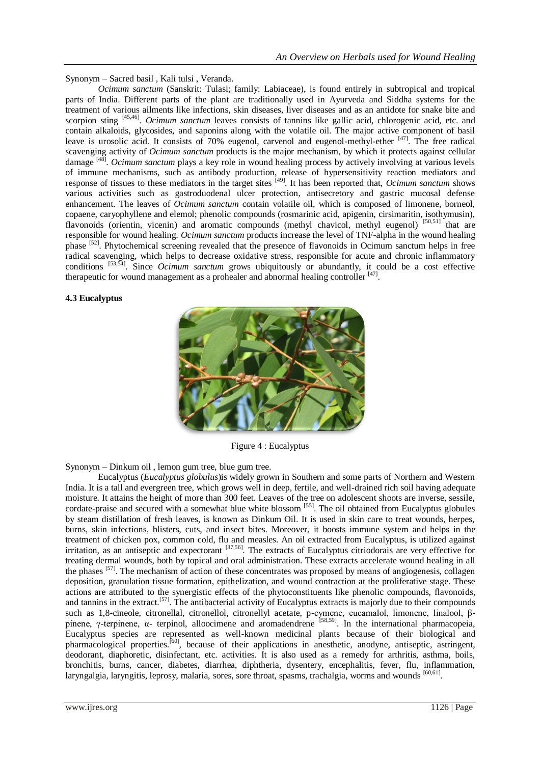Synonym – Sacred basil , Kali tulsi , Veranda.

*Ocimum sanctum* (Sanskrit: Tulasi; family: Labiaceae), is found entirely in subtropical and tropical parts of India. Different parts of the plant are traditionally used in Ayurveda and Siddha systems for the treatment of various ailments like infections, skin diseases, liver diseases and as an antidote for snake bite and scorpion sting [45,46]. *Ocimum sanctum* leaves consists of tannins like gallic acid, chlorogenic acid, etc. and contain alkaloids, glycosides, and saponins along with the volatile oil. The major active component of basil leave is urosolic acid. It consists of 70% eugenol, carvenol and eugenol-methyl-ether [47]. The free radical scavenging activity of *Ocimum sanctum* products is the major mechanism, by which it protects against cellular damage [48]. *Ocimum sanctum* plays a key role in wound healing process by actively involving at various levels of immune mechanisms, such as antibody production, release of hypersensitivity reaction mediators and response of tissues to these mediators in the target sites [49]. It has been reported that, *Ocimum sanctum* shows various activities such as gastroduodenal ulcer protection, antisecretory and gastric mucosal defense enhancement. The leaves of *Ocimum sanctum* contain volatile oil, which is composed of limonene, borneol, copaene, caryophyllene and elemol; phenolic compounds (rosmarinic acid, apigenin, cirsimaritin, isothymusin), flavonoids (orientin, vicenin) and aromatic compounds (methyl chavicol, methyl eugenol) [50,51] that are responsible for wound healing. *Ocimum sanctum* products increase the level of TNF-alpha in the wound healing phase [52]. Phytochemical screening revealed that the presence of flavonoids in Ocimum sanctum helps in free radical scavenging, which helps to decrease oxidative stress, responsible for acute and chronic inflammatory conditions [53,54]. Since *Ocimum sanctum* grows ubiquitously or abundantly, it could be a cost effective therapeutic for wound management as a prohealer and abnormal healing controller [47].

### 4.3 Eucalyptus

Figure 4 : Eucalyptus

Synonym – Dinkum oil , lemon gum tree, blue gum tree.

Eucalyptus (*Eucalyptus globulus*)is widely grown in Southern and some parts of Northern and Western India. It is a tall and evergreen tree, which grows well in deep, fertile, and well-drained rich soil having adequate moisture. It attains the height of more than 300 feet. Leaves of the tree on adolescent shoots are inverse, sessile, cordate-praise and secured with a somewhat blue white blossom [55]. The oil obtained from Eucalyptus globules by steam distillation of fresh leaves, is known as Dinkum Oil. It is used in skin care to treat wounds, herpes, burns, skin infections, blisters, cuts, and insect bites. Moreover, it boosts immune system and helps in the treatment of chicken pox, common cold, flu and measles. An oil extracted from Eucalyptus, is utilized against irritation, as an antiseptic and expectorant [37,56]. The extracts of Eucalyptus citriodorais are very effective for treating dermal wounds, both by topical and oral administration. These extracts accelerate wound healing in all the phases [57]. The mechanism of action of these concentrates was proposed by means of angiogenesis, collagen deposition, granulation tissue formation, epithelization, and wound contraction at the proliferative stage. These actions are attributed to the synergistic effects of the phytoconstituents like phenolic compounds, flavonoids, and tannins in the extract.[57]. The antibacterial activity of Eucalyptus extracts is majorly due to their compounds such as 1,8-cineole, citronellal, citronellol, citronellyl acetate, p-cymene, eucamalol, limonene, linalool, β-pinene, γ-terpinene, α- terpinol, alloocimene and aromadendrene [58,59]. In the international pharmacopeia, Eucalyptus species are represented as well-known medicinal plants because of their biological and pharmacological properties.[60], because of their applications in anesthetic, anodyne, antiseptic, astringent, deodorant, diaphoretic, disinfectant, etc. activities. It is also used as a remedy for arthritis, asthma, boils, bronchitis, burns, cancer, diabetes, diarrhea, diphtheria, dysentery, encephalitis, fever, flu, inflammation, laryngalgia, laryngitis, leprosy, malaria, sores, sore throat, spasms, trachalgia, worms and wounds [60,61].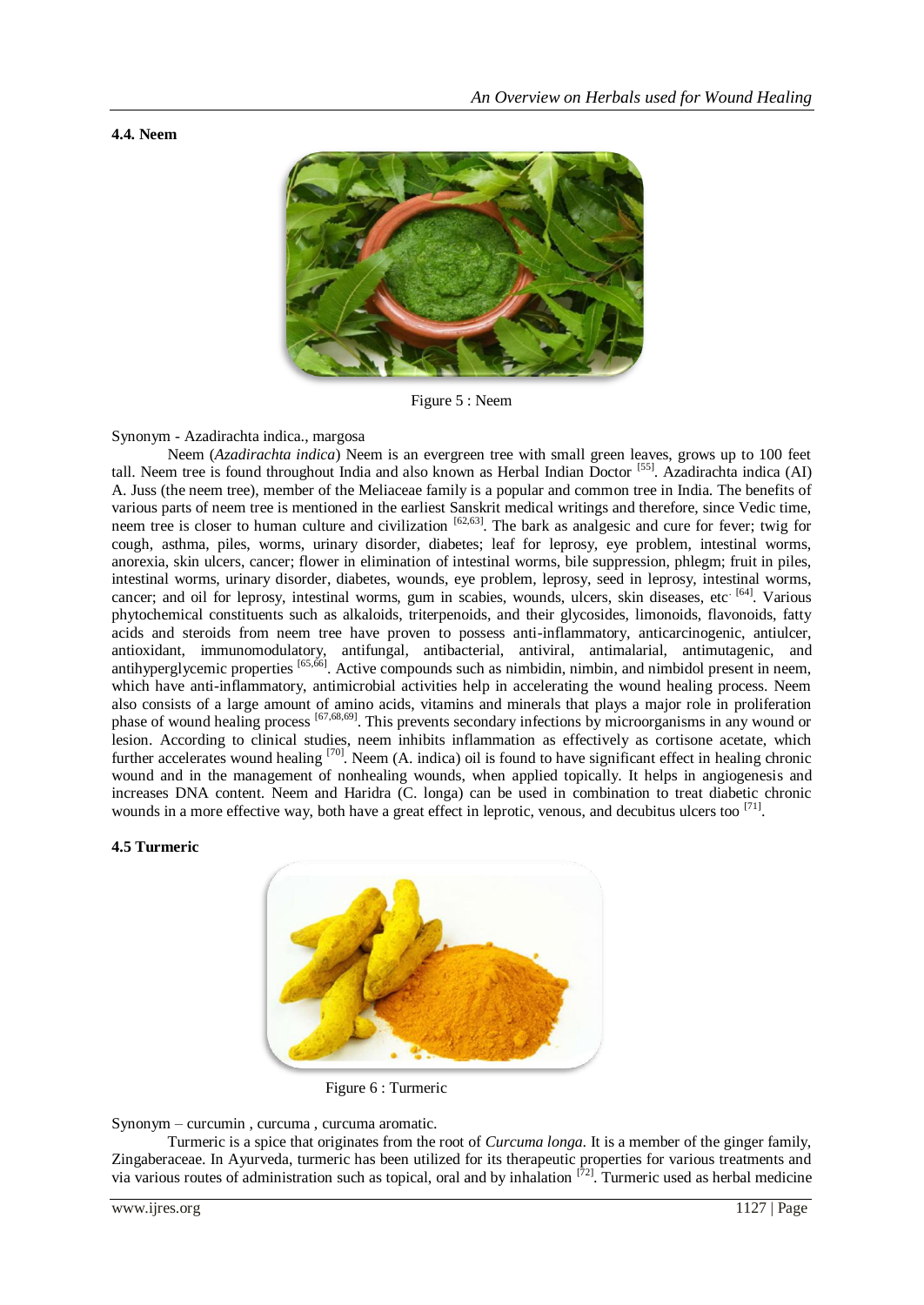### 4.4. Neem

Figure 5 : Neem

Synonym - Azadirachta indica., margosa

Neem (*Azadirachta indica*) Neem is an evergreen tree with small green leaves, grows up to 100 feet tall. Neem tree is found throughout India and also known as Herbal Indian Doctor [55]. Azadirachta indica (AI) A. Juss (the neem tree), member of the Meliaceae family is a popular and common tree in India. The benefits of various parts of neem tree is mentioned in the earliest Sanskrit medical writings and therefore, since Vedic time, neem tree is closer to human culture and civilization [62,63]. The bark as analgesic and cure for fever; twig for cough, asthma, piles, worms, urinary disorder, diabetes; leaf for leprosy, eye problem, intestinal worms, anorexia, skin ulcers, cancer; flower in elimination of intestinal worms, bile suppression, phlegm; fruit in piles, intestinal worms, urinary disorder, diabetes, wounds, eye problem, leprosy, seed in leprosy, intestinal worms, cancer; and oil for leprosy, intestinal worms, gum in scabies, wounds, ulcers, skin diseases, etc. [64]. Various phytochemical constituents such as alkaloids, triterpenoids, and their glycosides, limonoids, flavonoids, fatty acids and steroids from neem tree have proven to possess anti-inflammatory, anticarcinogenic, antiulcer, antioxidant, immunomodulatory, antifungal, antibacterial, antiviral, antimalarial, antimutagenic, and antihyperglycemic properties [65,66]. Active compounds such as nimbidin, nimbin, and nimbidol present in neem, which have anti-inflammatory, antimicrobial activities help in accelerating the wound healing process. Neem also consists of a large amount of amino acids, vitamins and minerals that plays a major role in proliferation phase of wound healing process [67,68,69]. This prevents secondary infections by microorganisms in any wound or lesion. According to clinical studies, neem inhibits inflammation as effectively as cortisone acetate, which further accelerates wound healing [70]. Neem (A. indica) oil is found to have significant effect in healing chronic wound and in the management of nonhealing wounds, when applied topically. It helps in angiogenesis and increases DNA content. Neem and Haridra (C. longa) can be used in combination to treat diabetic chronic wounds in a more effective way, both have a great effect in leprotic, venous, and decubitus ulcers too [71].

### 4.5 Turmeric

Figure 6 : Turmeric

Synonym – curcumin , curcuma , curcuma aromatic.

Turmeric is a spice that originates from the root of *Curcuma longa.* It is a member of the ginger family, Zingaberaceae. In Ayurveda, turmeric has been utilized for its therapeutic properties for various treatments and via various routes of administration such as topical, oral and by inhalation [72]. Turmeric used as herbal medicine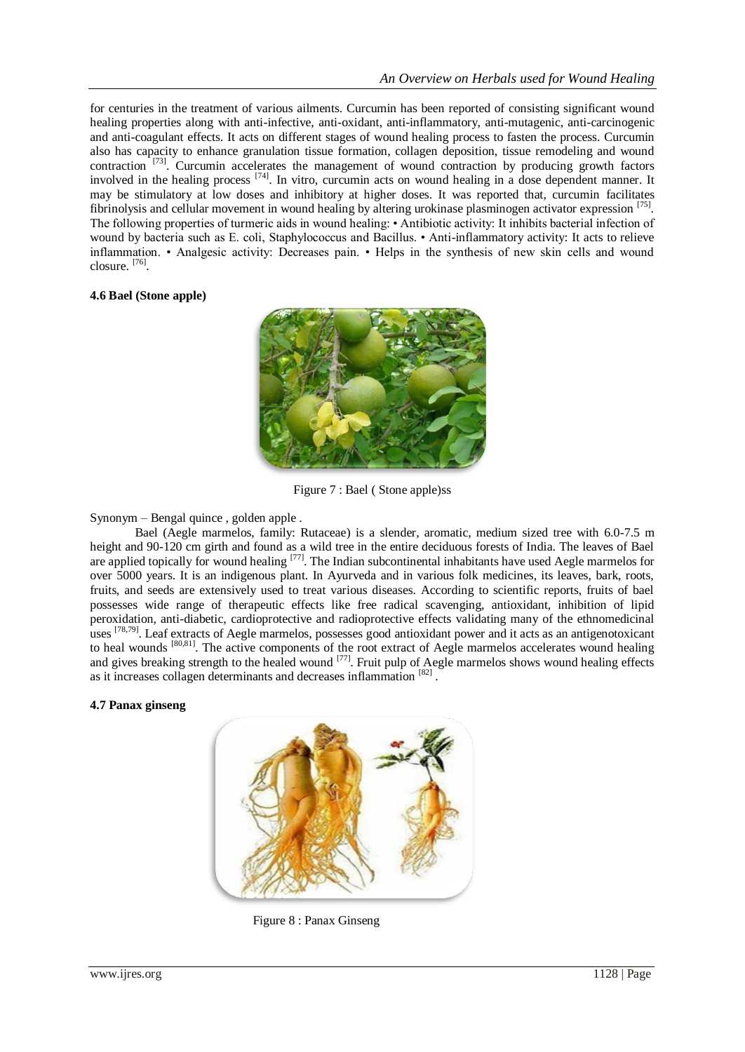for centuries in the treatment of various ailments. Curcumin has been reported of consisting significant wound healing properties along with anti-infective, anti-oxidant, anti-inflammatory, anti-mutagenic, anti-carcinogenic and anti-coagulant effects. It acts on different stages of wound healing process to fasten the process. Curcumin also has capacity to enhance granulation tissue formation, collagen deposition, tissue remodeling and wound contraction [73]. Curcumin accelerates the management of wound contraction by producing growth factors involved in the healing process [74]. In vitro, curcumin acts on wound healing in a dose dependent manner. It may be stimulatory at low doses and inhibitory at higher doses. It was reported that, curcumin facilitates fibrinolysis and cellular movement in wound healing by altering urokinase plasminogen activator expression [75]. The following properties of turmeric aids in wound healing: • Antibiotic activity: It inhibits bacterial infection of wound by bacteria such as E. coli, Staphylococcus and Bacillus. • Anti-inflammatory activity: It acts to relieve inflammation. • Analgesic activity: Decreases pain. • Helps in the synthesis of new skin cells and wound closure. [76].

#### 4.6 Bael (Stone apple)

Figure 7 : Bael ( Stone apple)ss

Synonym – Bengal quince , golden apple .

Bael (Aegle marmelos, family: Rutaceae) is a slender, aromatic, medium sized tree with 6.0-7.5 m height and 90-120 cm girth and found as a wild tree in the entire deciduous forests of India. The leaves of Bael are applied topically for wound healing [77]. The Indian subcontinental inhabitants have used Aegle marmelos for over 5000 years. It is an indigenous plant. In Ayurveda and in various folk medicines, its leaves, bark, roots, fruits, and seeds are extensively used to treat various diseases. According to scientific reports, fruits of bael possesses wide range of therapeutic effects like free radical scavenging, antioxidant, inhibition of lipid peroxidation, anti-diabetic, cardioprotective and radioprotective effects validating many of the ethnomedicinal uses [78,79]. Leaf extracts of Aegle marmelos, possesses good antioxidant power and it acts as an antigenotoxicant to heal wounds [80,81]. The active components of the root extract of Aegle marmelos accelerates wound healing and gives breaking strength to the healed wound [77]. Fruit pulp of Aegle marmelos shows wound healing effects as it increases collagen determinants and decreases inflammation [82] .

#### 4.7 Panax ginseng

Figure 8 : Panax Ginseng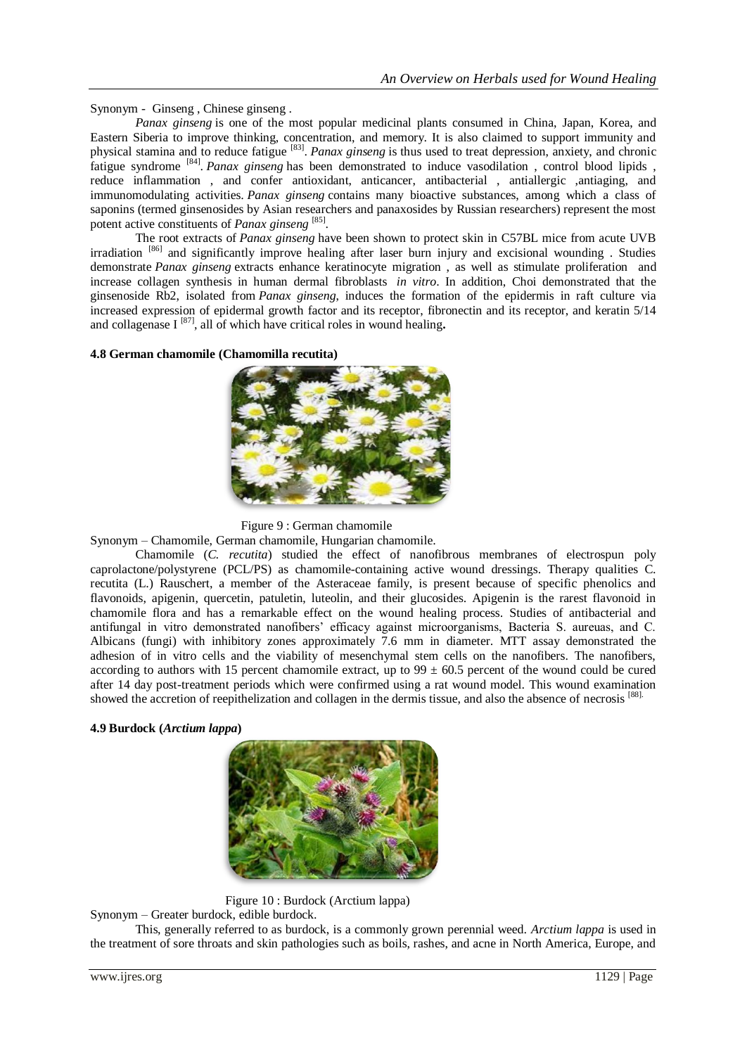Synonym - Ginseng , Chinese ginseng .

*Panax ginseng* is one of the most popular medicinal plants consumed in China, Japan, Korea, and Eastern Siberia to improve thinking, concentration, and memory. It is also claimed to support immunity and physical stamina and to reduce fatigue [83]. *Panax ginseng* is thus used to treat depression, anxiety, and chronic fatigue syndrome [84]. *Panax ginseng* has been demonstrated to induce vasodilation , control blood lipids , reduce inflammation , and confer antioxidant, anticancer, antibacterial , antiallergic ,antiaging, and immunomodulating activities. *Panax ginseng* contains many bioactive substances, among which a class of saponins (termed ginsenosides by Asian researchers and panaxosides by Russian researchers) represent the most potent active constituents of *Panax ginseng* [85].

The root extracts of *Panax ginseng* have been shown to protect skin in C57BL mice from acute UVB irradiation [86] and significantly improve healing after laser burn injury and excisional wounding . Studies demonstrate *Panax ginseng* extracts enhance keratinocyte migration , as well as stimulate proliferation and increase collagen synthesis in human dermal fibroblasts *in vitro*. In addition, Choi demonstrated that the ginsenoside Rb2, isolated from *Panax ginseng*, induces the formation of the epidermis in raft culture via increased expression of epidermal growth factor and its receptor, fibronectin and its receptor, and keratin 5/14 and collagenase I [87], all of which have critical roles in wound healing**.**

#### 4.8 German chamomile (Chamomilla recutita)

Figure 9 : German chamomile

Synonym – Chamomile, German chamomile, Hungarian chamomile.

Chamomile (*C. recutita*) studied the effect of nanofibrous membranes of electrospun poly caprolactone/polystyrene (PCL/PS) as chamomile-containing active wound dressings. Therapy qualities C. recutita (L.) Rauschert, a member of the Asteraceae family, is present because of specific phenolics and flavonoids, apigenin, quercetin, patuletin, luteolin, and their glucosides. Apigenin is the rarest flavonoid in chamomile flora and has a remarkable effect on the wound healing process. Studies of antibacterial and antifungal in vitro demonstrated nanofibers' efficacy against microorganisms, Bacteria S. aureuas, and C. Albicans (fungi) with inhibitory zones approximately 7.6 mm in diameter. MTT assay demonstrated the adhesion of in vitro cells and the viability of mesenchymal stem cells on the nanofibers. The nanofibers, according to authors with 15 percent chamomile extract, up to $99 \pm 60.5$ percent of the wound could be cured after 14 day post-treatment periods which were confirmed using a rat wound model. This wound examination showed the accretion of reepithelization and collagen in the dermis tissue, and also the absence of necrosis [88].

#### 4.9 Burdock (*Arctium lappa*)

Figure 10 : Burdock (Arctium lappa)

Synonym – Greater burdock, edible burdock.

This, generally referred to as burdock, is a commonly grown perennial weed. *Arctium lappa* is used in the treatment of sore throats and skin pathologies such as boils, rashes, and acne in North America, Europe, and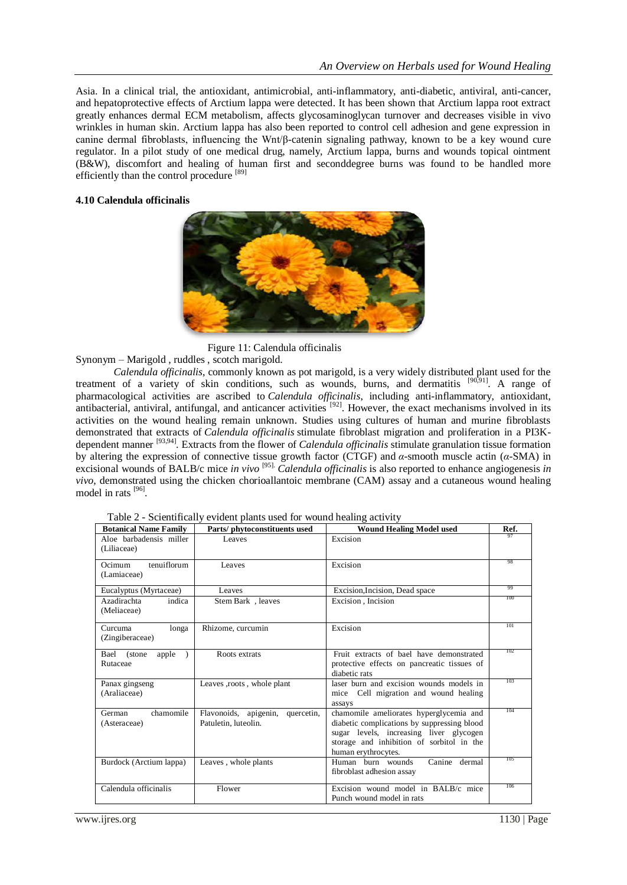Asia. In a clinical trial, the antioxidant, antimicrobial, anti-inflammatory, anti-diabetic, antiviral, anti-cancer, and hepatoprotective effects of Arctium lappa were detected. It has been shown that Arctium lappa root extract greatly enhances dermal ECM metabolism, affects glycosaminoglycan turnover and decreases visible in vivo wrinkles in human skin. Arctium lappa has also been reported to control cell adhesion and gene expression in canine dermal fibroblasts, influencing the Wnt/β-catenin signaling pathway, known to be a key wound cure regulator. In a pilot study of one medical drug, namely, Arctium lappa, burns and wounds topical ointment (B&W), discomfort and healing of human first and seconddegree burns was found to be handled more efficiently than the control procedure [89]

### 4.10 Calendula officinalis

Figure 11: Calendula officinalis

Synonym – Marigold , ruddles , scotch marigold.

*Calendula officinalis*, commonly known as pot marigold, is a very widely distributed plant used for the treatment of a variety of skin conditions, such as wounds, burns, and dermatitis [90,91]. A range of pharmacological activities are ascribed to *Calendula officinalis*, including anti-inflammatory, antioxidant, antibacterial, antiviral, antifungal, and anticancer activities [92]. However, the exact mechanisms involved in its activities on the wound healing remain unknown. Studies using cultures of human and murine fibroblasts demonstrated that extracts of *Calendula officinalis* stimulate fibroblast migration and proliferation in a PI3K-dependent manner [93,94]. Extracts from the flower of *Calendula officinalis* stimulate granulation tissue formation by altering the expression of connective tissue growth factor (CTGF) and *α*-smooth muscle actin (*α*-SMA) in excisional wounds of BALB/c mice *in vivo* [95]. *Calendula officinalis* is also reported to enhance angiogenesis *in vivo*, demonstrated using the chicken chorioallantoic membrane (CAM) assay and a cutaneous wound healing model in rats [96].

Table 2 - Scientifically evident plants used for wound healing activity

| Botanical Name Family | Parts/ phytoconstituents used | Wound Healing Model used | Ref. |
|---|---|---|---|
| Aloe barbadensis miller (Liliaceae) | Leaves | Excision | 97 |
| Ocimum tenuiflorum (Lamiaceae) | Leaves | Excision | 98 |
| Eucalyptus (Myrtaceae) | Leaves | Excision,Incision, Dead space | 99 |
| Azadirachta indica (Meliaceae) | Stem Bark , leaves | Excision , Incision | 100 |
| Curcuma longa (Zingiberaceae) | Rhizome, curcumin | Excision | 101 |
| Bael (stone apple ) Rutaceae | Roots extrats | Fruit extracts of bael have demonstrated protective effects on pancreatic tissues of diabetic rats | 102 |
| Panax gingseng (Araliaceae) | Leaves ,roots , whole plant | laser burn and excision wounds models in mice Cell migration and wound healing assays | 103 |
| German chamomile (Asteraceae) | Flavonoids, apigenin, quercetin, Patuletin, luteolin. | chamomile ameliorates hyperglycemia and diabetic complications by suppressing blood sugar levels, increasing liver glycogen storage and inhibition of sorbitol in the human erythrocytes. | 104 |
| Burdock (Arctium lappa) | Leaves , whole plants | Human burn wounds Canine dermal fibroblast adhesion assay | 105 |
| Calendula officinalis | Flower | Excision wound model in BALB/c mice Punch wound model in rats | 106 |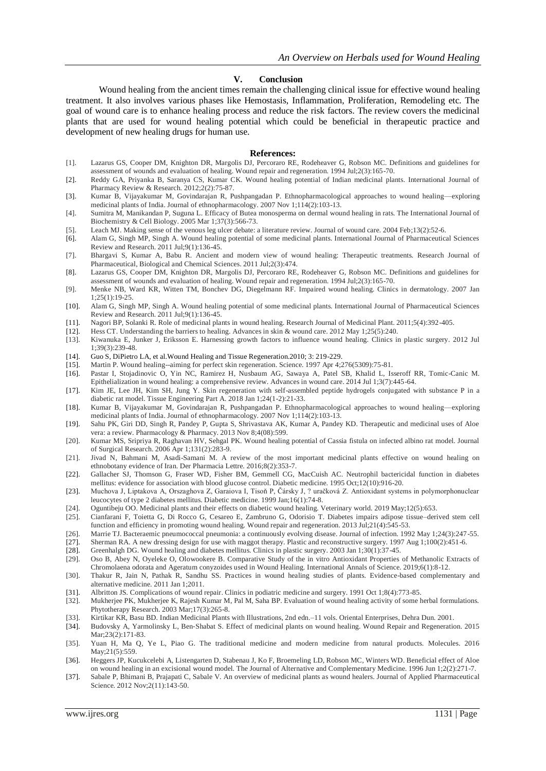## V. Conclusion

Wound healing from the ancient times remain the challenging clinical issue for effective wound healing treatment. It also involves various phases like Hemostasis, Inflammation, Proliferation, Remodeling etc. The goal of wound care is to enhance healing process and reduce the risk factors. The review covers the medicinal plants that are used for wound healing potential which could be beneficial in therapeutic practice and development of new healing drugs for human use.

## References:

[1]. Lazarus GS, Cooper DM, Knighton DR, Margolis DJ, Percoraro RE, Rodeheaver G, Robson MC. Definitions and guidelines for assessment of wounds and evaluation of healing. Wound repair and regeneration. 1994 Jul;2(3):165-70.

[2]. Reddy GA, Priyanka B, Saranya CS, Kumar CK. Wound healing potential of Indian medicinal plants. International Journal of Pharmacy Review & Research. 2012;2(2):75-87.

[3]. Kumar B, Vijayakumar M, Govindarajan R, Pushpangadan P. Ethnopharmacological approaches to wound healing—exploring medicinal plants of India. Journal of ethnopharmacology. 2007 Nov 1;114(2):103-13.

[4]. Sumitra M, Manikandan P, Suguna L. Efficacy of Butea monosperma on dermal wound healing in rats. The International Journal of Biochemistry & Cell Biology. 2005 Mar 1;37(3):566-73.

[5]. Leach MJ. Making sense of the venous leg ulcer debate: a literature review. Journal of wound care. 2004 Feb;13(2):52-6.

[6]. Alam G, Singh MP, Singh A. Wound healing potential of some medicinal plants. International Journal of Pharmaceutical Sciences Review and Research. 2011 Jul;9(1):136-45.

[7]. Bhargavi S, Kumar A, Babu R. Ancient and modern view of wound healing: Therapeutic treatments. Research Journal of Pharmaceutical, Biological and Chemical Sciences. 2011 Jul;2(3):474.

[8]. Lazarus GS, Cooper DM, Knighton DR, Margolis DJ, Percoraro RE, Rodeheaver G, Robson MC. Definitions and guidelines for assessment of wounds and evaluation of healing. Wound repair and regeneration. 1994 Jul;2(3):165-70.

[9]. Menke NB, Ward KR, Witten TM, Bonchev DG, Diegelmann RF. Impaired wound healing. Clinics in dermatology. 2007 Jan 1;25(1):19-25.

[10]. Alam G, Singh MP, Singh A. Wound healing potential of some medicinal plants. International Journal of Pharmaceutical Sciences Review and Research. 2011 Jul;9(1):136-45.

[11]. Nagori BP, Solanki R. Role of medicinal plants in wound healing. Research Journal of Medicinal Plant. 2011;5(4):392-405.

[12]. Hess CT. Understanding the barriers to healing. Advances in skin & wound care. 2012 May 1;25(5):240.

[13]. Kiwanuka E, Junker J, Eriksson E. Harnessing growth factors to influence wound healing. Clinics in plastic surgery. 2012 Jul 1;39(3):239-48.

[14]. Guo S, DiPietro LA, et al.Wound Healing and Tissue Regeneration.2010; 3: 219-229.

[15]. Martin P. Wound healing--aiming for perfect skin regeneration. Science. 1997 Apr 4;276(5309):75-81.

[16]. Pastar I, Stojadinovic O, Yin NC, Ramirez H, Nusbaum AG, Sawaya A, Patel SB, Khalid L, Isseroff RR, Tomic-Canic M. Epithelialization in wound healing: a comprehensive review. Advances in wound care. 2014 Jul 1;3(7):445-64.

[17]. Kim JE, Lee JH, Kim SH, Jung Y. Skin regeneration with self-assembled peptide hydrogels conjugated with substance P in a diabetic rat model. Tissue Engineering Part A. 2018 Jan 1;24(1-2):21-33.

[18]. Kumar B, Vijayakumar M, Govindarajan R, Pushpangadan P. Ethnopharmacological approaches to wound healing—exploring medicinal plants of India. Journal of ethnopharmacology. 2007 Nov 1;114(2):103-13.

[19]. Sahu PK, Giri DD, Singh R, Pandey P, Gupta S, Shrivastava AK, Kumar A, Pandey KD. Therapeutic and medicinal uses of Aloe vera: a review. Pharmacology & Pharmacy. 2013 Nov 8;4(08):599.

[20]. Kumar MS, Sripriya R, Raghavan HV, Sehgal PK. Wound healing potential of Cassia fistula on infected albino rat model. Journal of Surgical Research. 2006 Apr 1;131(2):283-9.

[21]. Jivad N, Bahmani M, Asadi-Samani M. A review of the most important medicinal plants effective on wound healing on ethnobotany evidence of Iran. Der Pharmacia Lettre. 2016;8(2):353-7.

[22]. Gallacher SJ, Thomson G, Fraser WD, Fisher BM, Gemmell CG, MacCuish AC. Neutrophil bactericidal function in diabetes mellitus: evidence for association with blood glucose control. Diabetic medicine. 1995 Oct;12(10):916-20.

[23]. Muchova J, Liptakova A, Orszaghova Z, Garaiova I, Tisoň P, Čársky J, ? uračková Z. Antioxidant systems in polymorphonuclear leucocytes of type 2 diabetes mellitus. Diabetic medicine. 1999 Jan;16(1):74-8.

[24]. Oguntibeju OO. Medicinal plants and their effects on diabetic wound healing. Veterinary world. 2019 May;12(5):653.

[25]. Cianfarani F, Toietta G, Di Rocco G, Cesareo E, Zambruno G, Odorisio T. Diabetes impairs adipose tissue–derived stem cell function and efficiency in promoting wound healing. Wound repair and regeneration. 2013 Jul;21(4):545-53.

[26]. Marrie TJ. Bacteraemic pneumococcal pneumonia: a continuously evolving disease. Journal of infection. 1992 May 1;24(3):247-55.

[27]. Sherman RA. A new dressing design for use with maggot therapy. Plastic and reconstructive surgery. 1997 Aug 1;100(2):451-6.

[28]. Greenhalgh DG. Wound healing and diabetes mellitus. Clinics in plastic surgery. 2003 Jan 1;30(1):37-45.

[29]. Oso B, Abey N, Oyeleke O, Olowookere B. Comparative Study of the in vitro Antioxidant Properties of Methanolic Extracts of Chromolaena odorata and Ageratum conyzoides used in Wound Healing. International Annals of Science. 2019;6(1):8-12.

[30]. Thakur R, Jain N, Pathak R, Sandhu SS. Practices in wound healing studies of plants. Evidence-based complementary and alternative medicine. 2011 Jan 1;2011.

[31]. Albritton JS. Complications of wound repair. Clinics in podiatric medicine and surgery. 1991 Oct 1;8(4):773-85.

[32]. Mukherjee PK, Mukherjee K, Rajesh Kumar M, Pal M, Saha BP. Evaluation of wound healing activity of some herbal formulations. Phytotherapy Research. 2003 Mar;17(3):265-8.

[33]. Kirtikar KR, Basu BD. Indian Medicinal Plants with Illustrations, 2nd edn.–11 vols. Oriental Enterprises, Dehra Dun. 2001.

[34]. Budovsky A, Yarmolinsky L, Ben-Shabat S. Effect of medicinal plants on wound healing. Wound Repair and Regeneration. 2015 Mar;23(2):171-83.

[35]. Yuan H, Ma Q, Ye L, Piao G. The traditional medicine and modern medicine from natural products. Molecules. 2016 May;21(5):559.

[36]. Heggers JP, Kucukcelebi A, Listengarten D, Stabenau J, Ko F, Broemeling LD, Robson MC, Winters WD. Beneficial effect of Aloe on wound healing in an excisional wound model. The Journal of Alternative and Complementary Medicine. 1996 Jun 1;2(2):271-7.

[37]. Sabale P, Bhimani B, Prajapati C, Sabale V. An overview of medicinal plants as wound healers. Journal of Applied Pharmaceutical Science. 2012 Nov;2(11):143-50.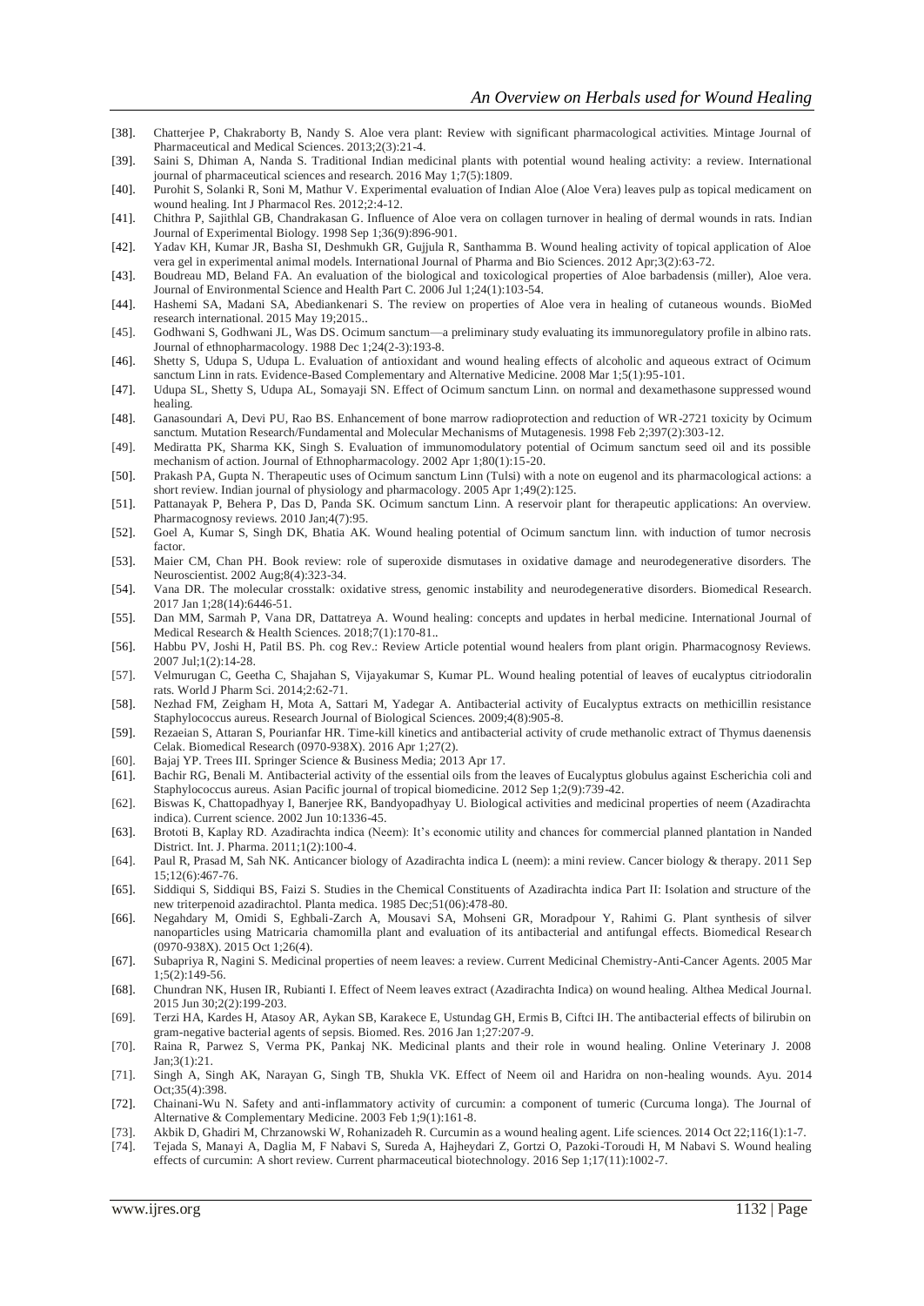[38]. Chatterjee P, Chakraborty B, Nandy S. Aloe vera plant: Review with significant pharmacological activities. Mintage Journal of Pharmaceutical and Medical Sciences. 2013;2(3):21-4.

[39]. Saini S, Dhiman A, Nanda S. Traditional Indian medicinal plants with potential wound healing activity: a review. International journal of pharmaceutical sciences and research. 2016 May 1;7(5):1809.

[40]. Purohit S, Solanki R, Soni M, Mathur V. Experimental evaluation of Indian Aloe (Aloe Vera) leaves pulp as topical medicament on wound healing. Int J Pharmacol Res. 2012;2:4-12.

[41]. Chithra P, Sajithlal GB, Chandrakasan G. Influence of Aloe vera on collagen turnover in healing of dermal wounds in rats. Indian Journal of Experimental Biology. 1998 Sep 1;36(9):896-901.

[42]. Yadav KH, Kumar JR, Basha SI, Deshmukh GR, Gujjula R, Santhamma B. Wound healing activity of topical application of Aloe vera gel in experimental animal models. International Journal of Pharma and Bio Sciences. 2012 Apr;3(2):63-72.

[43]. Boudreau MD, Beland FA. An evaluation of the biological and toxicological properties of Aloe barbadensis (miller), Aloe vera. Journal of Environmental Science and Health Part C. 2006 Jul 1;24(1):103-54.

[44]. Hashemi SA, Madani SA, Abediankenari S. The review on properties of Aloe vera in healing of cutaneous wounds. BioMed research international. 2015 May 19;2015..

[45]. Godhwani S, Godhwani JL, Was DS. Ocimum sanctum—a preliminary study evaluating its immunoregulatory profile in albino rats. Journal of ethnopharmacology. 1988 Dec 1;24(2-3):193-8.

[46]. Shetty S, Udupa S, Udupa L. Evaluation of antioxidant and wound healing effects of alcoholic and aqueous extract of Ocimum sanctum Linn in rats. Evidence-Based Complementary and Alternative Medicine. 2008 Mar 1;5(1):95-101.

[47]. Udupa SL, Shetty S, Udupa AL, Somayaji SN. Effect of Ocimum sanctum Linn. on normal and dexamethasone suppressed wound healing.

[48]. Ganasoundari A, Devi PU, Rao BS. Enhancement of bone marrow radioprotection and reduction of WR-2721 toxicity by Ocimum sanctum. Mutation Research/Fundamental and Molecular Mechanisms of Mutagenesis. 1998 Feb 2;397(2):303-12.

[49]. Mediratta PK, Sharma KK, Singh S. Evaluation of immunomodulatory potential of Ocimum sanctum seed oil and its possible mechanism of action. Journal of Ethnopharmacology. 2002 Apr 1;80(1):15-20.

[50]. Prakash PA, Gupta N. Therapeutic uses of Ocimum sanctum Linn (Tulsi) with a note on eugenol and its pharmacological actions: a short review. Indian journal of physiology and pharmacology. 2005 Apr 1;49(2):125.

[51]. Pattanayak P, Behera P, Das D, Panda SK. Ocimum sanctum Linn. A reservoir plant for therapeutic applications: An overview. Pharmacognosy reviews. 2010 Jan;4(7):95.

[52]. Goel A, Kumar S, Singh DK, Bhatia AK. Wound healing potential of Ocimum sanctum linn. with induction of tumor necrosis factor.

[53]. Maier CM, Chan PH. Book review: role of superoxide dismutases in oxidative damage and neurodegenerative disorders. The Neuroscientist. 2002 Aug;8(4):323-34.

[54]. Vana DR. The molecular crosstalk: oxidative stress, genomic instability and neurodegenerative disorders. Biomedical Research. 2017 Jan 1;28(14):6446-51.

[55]. Dan MM, Sarmah P, Vana DR, Dattatreya A. Wound healing: concepts and updates in herbal medicine. International Journal of Medical Research & Health Sciences. 2018;7(1):170-81..

[56]. Habbu PV, Joshi H, Patil BS. Ph. cog Rev.: Review Article potential wound healers from plant origin. Pharmacognosy Reviews. 2007 Jul;1(2):14-28.

[57]. Velmurugan C, Geetha C, Shajahan S, Vijayakumar S, Kumar PL. Wound healing potential of leaves of eucalyptus citriodoralin rats. World J Pharm Sci. 2014;2:62-71.

[58]. Nezhad FM, Zeigham H, Mota A, Sattari M, Yadegar A. Antibacterial activity of Eucalyptus extracts on methicillin resistance Staphylococcus aureus. Research Journal of Biological Sciences. 2009;4(8):905-8.

[59]. Rezaeian S, Attaran S, Pourianfar HR. Time-kill kinetics and antibacterial activity of crude methanolic extract of Thymus daenensis Celak. Biomedical Research (0970-938X). 2016 Apr 1;27(2).

[60]. Bajaj YP. Trees III. Springer Science & Business Media; 2013 Apr 17.

[61]. Bachir RG, Benali M. Antibacterial activity of the essential oils from the leaves of Eucalyptus globulus against Escherichia coli and Staphylococcus aureus. Asian Pacific journal of tropical biomedicine. 2012 Sep 1;2(9):739-42.

[62]. Biswas K, Chattopadhyay I, Banerjee RK, Bandyopadhyay U. Biological activities and medicinal properties of neem (Azadirachta indica). Current science. 2002 Jun 10:1336-45.

[63]. Brototi B, Kaplay RD. Azadirachta indica (Neem): It's economic utility and chances for commercial planned plantation in Nanded District. Int. J. Pharma. 2011;1(2):100-4.

[64]. Paul R, Prasad M, Sah NK. Anticancer biology of Azadirachta indica L (neem): a mini review. Cancer biology & therapy. 2011 Sep 15;12(6):467-76.

[65]. Siddiqui S, Siddiqui BS, Faizi S. Studies in the Chemical Constituents of Azadirachta indica Part II: Isolation and structure of the new triterpenoid azadirachtol. Planta medica. 1985 Dec;51(06):478-80.

[66]. Negahdary M, Omidi S, Eghbali-Zarch A, Mousavi SA, Mohseni GR, Moradpour Y, Rahimi G. Plant synthesis of silver nanoparticles using Matricaria chamomilla plant and evaluation of its antibacterial and antifungal effects. Biomedical Research (0970-938X). 2015 Oct 1;26(4).

[67]. Subapriya R, Nagini S. Medicinal properties of neem leaves: a review. Current Medicinal Chemistry-Anti-Cancer Agents. 2005 Mar 1;5(2):149-56.

[68]. Chundran NK, Husen IR, Rubianti I. Effect of Neem leaves extract (Azadirachta Indica) on wound healing. Althea Medical Journal. 2015 Jun 30;2(2):199-203.

[69]. Terzi HA, Kardes H, Atasoy AR, Aykan SB, Karakece E, Ustundag GH, Ermis B, Ciftci IH. The antibacterial effects of bilirubin on gram-negative bacterial agents of sepsis. Biomed. Res. 2016 Jan 1;27:207-9.

[70]. Raina R, Parwez S, Verma PK, Pankaj NK. Medicinal plants and their role in wound healing. Online Veterinary J. 2008 Jan;3(1):21.

[71]. Singh A, Singh AK, Narayan G, Singh TB, Shukla VK. Effect of Neem oil and Haridra on non-healing wounds. Ayu. 2014 Oct;35(4):398.

[72]. Chainani-Wu N. Safety and anti-inflammatory activity of curcumin: a component of tumeric (Curcuma longa). The Journal of Alternative & Complementary Medicine. 2003 Feb 1;9(1):161-8.

[73]. Akbik D, Ghadiri M, Chrzanowski W, Rohanizadeh R. Curcumin as a wound healing agent. Life sciences. 2014 Oct 22;116(1):1-7.

[74]. Tejada S, Manayi A, Daglia M, F Nabavi S, Sureda A, Hajheydari Z, Gortzi O, Pazoki-Toroudi H, M Nabavi S. Wound healing effects of curcumin: A short review. Current pharmaceutical biotechnology. 2016 Sep 1;17(11):1002-7.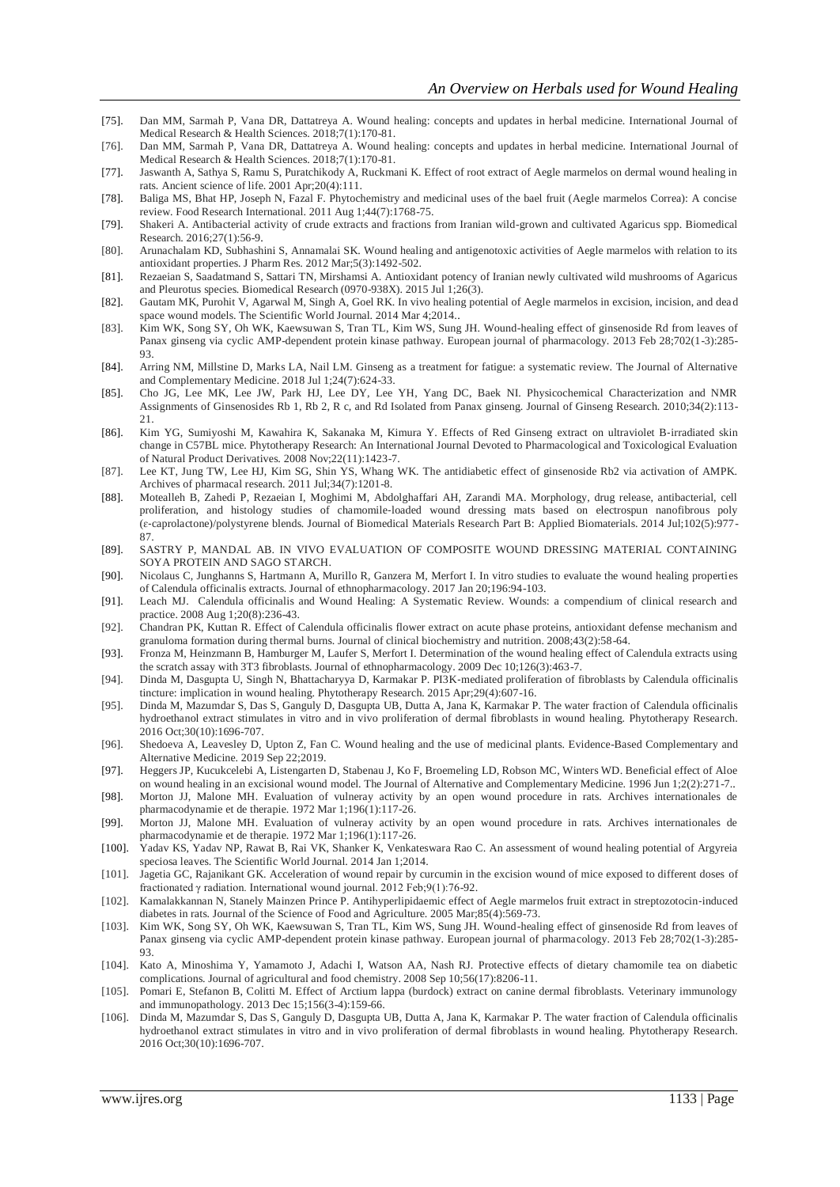[75]. Dan MM, Sarmah P, Vana DR, Dattatreya A. Wound healing: concepts and updates in herbal medicine. International Journal of Medical Research & Health Sciences. 2018;7(1):170-81.

[76]. Dan MM, Sarmah P, Vana DR, Dattatreya A. Wound healing: concepts and updates in herbal medicine. International Journal of Medical Research & Health Sciences. 2018;7(1):170-81.

[77]. Jaswanth A, Sathya S, Ramu S, Puratchikody A, Ruckmani K. Effect of root extract of Aegle marmelos on dermal wound healing in rats. Ancient science of life. 2001 Apr;20(4):111.

[78]. Baliga MS, Bhat HP, Joseph N, Fazal F. Phytochemistry and medicinal uses of the bael fruit (Aegle marmelos Correa): A concise review. Food Research International. 2011 Aug 1;44(7):1768-75.

[79]. Shakeri A. Antibacterial activity of crude extracts and fractions from Iranian wild-grown and cultivated Agaricus spp. Biomedical Research. 2016;27(1):56-9.

[80]. Arunachalam KD, Subhashini S, Annamalai SK. Wound healing and antigenotoxic activities of Aegle marmelos with relation to its antioxidant properties. J Pharm Res. 2012 Mar;5(3):1492-502.

[81]. Rezaeian S, Saadatmand S, Sattari TN, Mirshamsi A. Antioxidant potency of Iranian newly cultivated wild mushrooms of Agaricus and Pleurotus species. Biomedical Research (0970-938X). 2015 Jul 1;26(3).

[82]. Gautam MK, Purohit V, Agarwal M, Singh A, Goel RK. In vivo healing potential of Aegle marmelos in excision, incision, and dead space wound models. The Scientific World Journal. 2014 Mar 4;2014..

[83]. Kim WK, Song SY, Oh WK, Kaewsuwan S, Tran TL, Kim WS, Sung JH. Wound-healing effect of ginsenoside Rd from leaves of Panax ginseng via cyclic AMP-dependent protein kinase pathway. European journal of pharmacology. 2013 Feb 28;702(1-3):285-93.

[84]. Arring NM, Millstine D, Marks LA, Nail LM. Ginseng as a treatment for fatigue: a systematic review. The Journal of Alternative and Complementary Medicine. 2018 Jul 1;24(7):624-33.

[85]. Cho JG, Lee MK, Lee JW, Park HJ, Lee DY, Lee YH, Yang DC, Baek NI. Physicochemical Characterization and NMR Assignments of Ginsenosides Rb 1, Rb 2, R c, and Rd Isolated from Panax ginseng. Journal of Ginseng Research. 2010;34(2):113-21.

[86]. Kim YG, Sumiyoshi M, Kawahira K, Sakanaka M, Kimura Y. Effects of Red Ginseng extract on ultraviolet B-irradiated skin change in C57BL mice. Phytotherapy Research: An International Journal Devoted to Pharmacological and Toxicological Evaluation of Natural Product Derivatives. 2008 Nov;22(11):1423-7.

[87]. Lee KT, Jung TW, Lee HJ, Kim SG, Shin YS, Whang WK. The antidiabetic effect of ginsenoside Rb2 via activation of AMPK. Archives of pharmacal research. 2011 Jul;34(7):1201-8.

[88]. Motealleh B, Zahedi P, Rezaeian I, Moghimi M, Abdolghaffari AH, Zarandi MA. Morphology, drug release, antibacterial, cell proliferation, and histology studies of chamomile-loaded wound dressing mats based on electrospun nanofibrous poly (ε-caprolactone)/polystyrene blends. Journal of Biomedical Materials Research Part B: Applied Biomaterials. 2014 Jul;102(5):977-87.

[89]. SASTRY P, MANDAL AB. IN VIVO EVALUATION OF COMPOSITE WOUND DRESSING MATERIAL CONTAINING SOYA PROTEIN AND SAGO STARCH.

[90]. Nicolaus C, Junghanns S, Hartmann A, Murillo R, Ganzera M, Merfort I. In vitro studies to evaluate the wound healing properties of Calendula officinalis extracts. Journal of ethnopharmacology. 2017 Jan 20;196:94-103.

[91]. Leach MJ. Calendula officinalis and Wound Healing: A Systematic Review. Wounds: a compendium of clinical research and practice. 2008 Aug 1;20(8):236-43.

[92]. Chandran PK, Kuttan R. Effect of Calendula officinalis flower extract on acute phase proteins, antioxidant defense mechanism and granuloma formation during thermal burns. Journal of clinical biochemistry and nutrition. 2008;43(2):58-64.

[93]. Fronza M, Heinzmann B, Hamburger M, Laufer S, Merfort I. Determination of the wound healing effect of Calendula extracts using the scratch assay with 3T3 fibroblasts. Journal of ethnopharmacology. 2009 Dec 10;126(3):463-7.

[94]. Dinda M, Dasgupta U, Singh N, Bhattacharyya D, Karmakar P. PI3K-mediated proliferation of fibroblasts by Calendula officinalis tincture: implication in wound healing. Phytotherapy Research. 2015 Apr;29(4):607-16.

[95]. Dinda M, Mazumdar S, Das S, Ganguly D, Dasgupta UB, Dutta A, Jana K, Karmakar P. The water fraction of Calendula officinalis hydroethanol extract stimulates in vitro and in vivo proliferation of dermal fibroblasts in wound healing. Phytotherapy Research. 2016 Oct;30(10):1696-707.

[96]. Shedoeva A, Leavesley D, Upton Z, Fan C. Wound healing and the use of medicinal plants. Evidence-Based Complementary and Alternative Medicine. 2019 Sep 22;2019.

[97]. Heggers JP, Kucukcelebi A, Listengarten D, Stabenau J, Ko F, Broemeling LD, Robson MC, Winters WD. Beneficial effect of Aloe on wound healing in an excisional wound model. The Journal of Alternative and Complementary Medicine. 1996 Jun 1;2(2):271-7..

[98]. Morton JJ, Malone MH. Evaluation of vulneray activity by an open wound procedure in rats. Archives internationales de pharmacodynamie et de therapie. 1972 Mar 1;196(1):117-26.

[99]. Morton JJ, Malone MH. Evaluation of vulneray activity by an open wound procedure in rats. Archives internationales de pharmacodynamie et de therapie. 1972 Mar 1;196(1):117-26.

[100]. Yadav KS, Yadav NP, Rawat B, Rai VK, Shanker K, Venkateswara Rao C. An assessment of wound healing potential of Argyreia speciosa leaves. The Scientific World Journal. 2014 Jan 1;2014.

[101]. Jagetia GC, Rajanikant GK. Acceleration of wound repair by curcumin in the excision wound of mice exposed to different doses of fractionated γ radiation. International wound journal. 2012 Feb;9(1):76-92.

[102]. Kamalakkannan N, Stanely Mainzen Prince P. Antihyperlipidaemic effect of Aegle marmelos fruit extract in streptozotocin-induced diabetes in rats. Journal of the Science of Food and Agriculture. 2005 Mar;85(4):569-73.

[103]. Kim WK, Song SY, Oh WK, Kaewsuwan S, Tran TL, Kim WS, Sung JH. Wound-healing effect of ginsenoside Rd from leaves of Panax ginseng via cyclic AMP-dependent protein kinase pathway. European journal of pharmacology. 2013 Feb 28;702(1-3):285-93.

[104]. Kato A, Minoshima Y, Yamamoto J, Adachi I, Watson AA, Nash RJ. Protective effects of dietary chamomile tea on diabetic complications. Journal of agricultural and food chemistry. 2008 Sep 10;56(17):8206-11.

[105]. Pomari E, Stefanon B, Colitti M. Effect of Arctium lappa (burdock) extract on canine dermal fibroblasts. Veterinary immunology and immunopathology. 2013 Dec 15;156(3-4):159-66.

[106]. Dinda M, Mazumdar S, Das S, Ganguly D, Dasgupta UB, Dutta A, Jana K, Karmakar P. The water fraction of Calendula officinalis hydroethanol extract stimulates in vitro and in vivo proliferation of dermal fibroblasts in wound healing. Phytotherapy Research. 2016 Oct;30(10):1696-707.